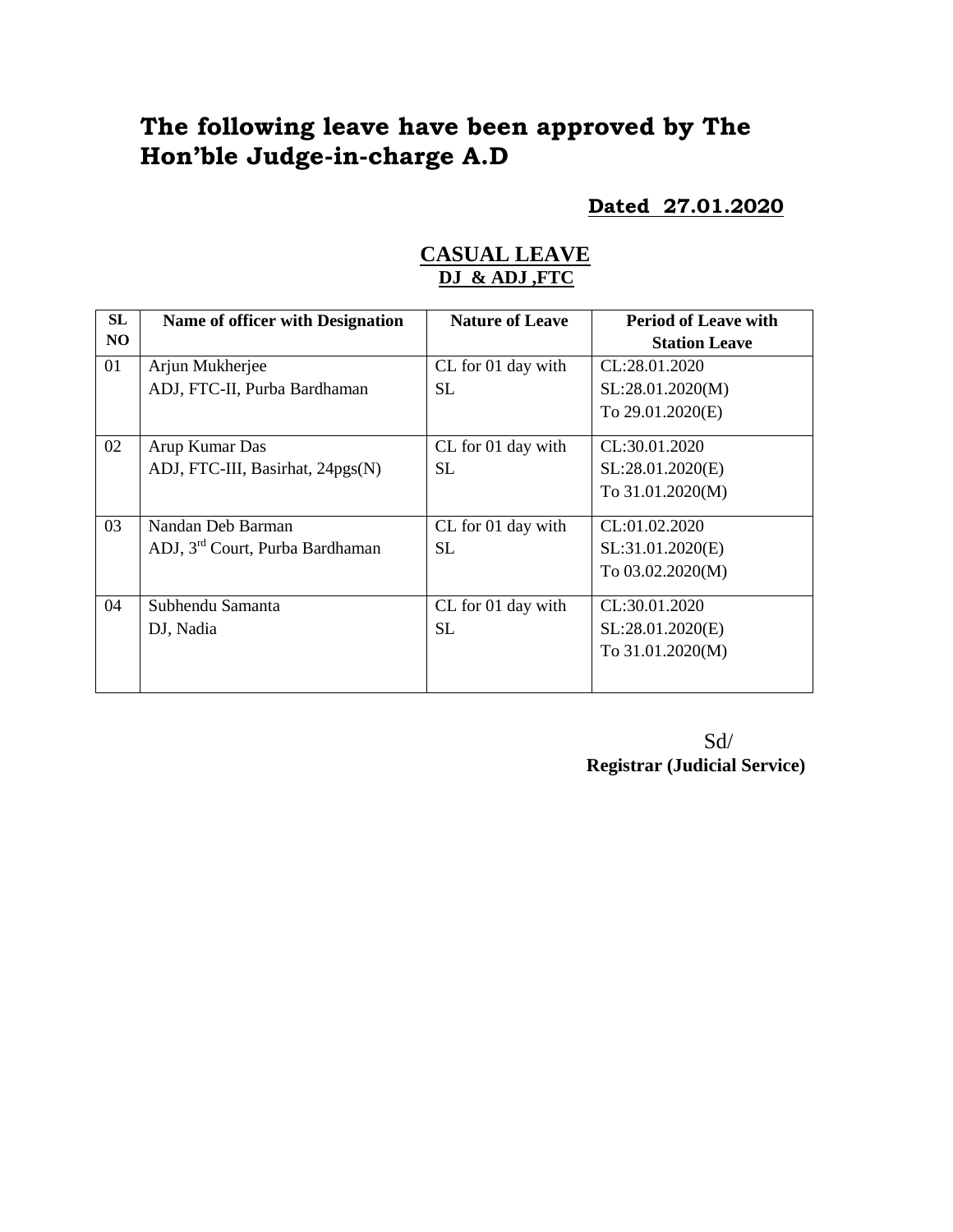# The following leave have been approved by The Hon'ble Judge-in-charge A.D

**Dated 27.01.2020**

## CASUAL LEAVE

**DJ & ADJ ,FTC**

| SL NO | Name of officer with Designation | Nature of Leave | Period of Leave with Station Leave |
|---|---|---|---|
| 01 | Arjun Mukherjee<br>ADJ, FTC-II, Purba Bardhaman | CL for 01 day with SL | CL:28.01.2020<br>SL:28.01.2020(M)<br>To 29.01.2020(E) |
| 02 | Arup Kumar Das<br>ADJ, FTC-III, Basirhat, 24pgs(N) | CL for 01 day with SL | CL:30.01.2020<br>SL:28.01.2020(E)<br>To 31.01.2020(M) |
| 03 | Nandan Deb Barman<br>ADJ, 3rd Court, Purba Bardhaman | CL for 01 day with SL | CL:01.02.2020<br>SL:31.01.2020(E)<br>To 03.02.2020(M) |
| 04 | Subhendu Samanta<br>DJ, Nadia | CL for 01 day with SL | CL:30.01.2020<br>SL:28.01.2020(E)<br>To 31.01.2020(M) |

Sd/
**Registrar (Judicial Service)**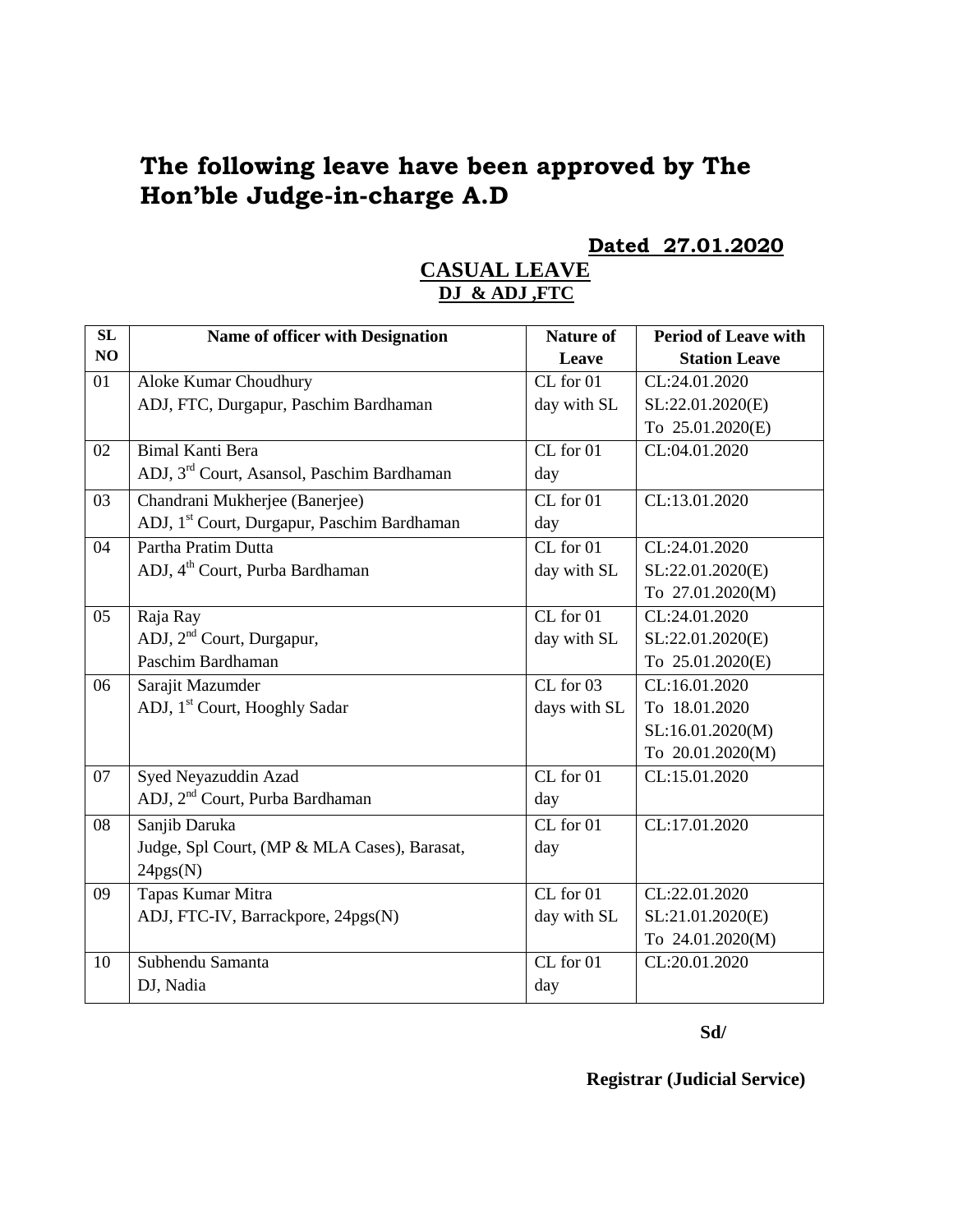# The following leave have been approved by The Hon'ble Judge-in-charge A.D

**Dated 27.01.2020**

## CASUAL LEAVE

### DJ & ADJ ,FTC

| SL NO | Name of officer with Designation | Nature of Leave | Period of Leave with Station Leave |
|---|---|---|---|
| 01 | Aloke Kumar Choudhury<br>ADJ, FTC, Durgapur, Paschim Bardhaman | CL for 01 day with SL | CL:24.01.2020<br>SL:22.01.2020(E)<br>To 25.01.2020(E) |
| 02 | Bimal Kanti Bera<br>ADJ, 3rd Court, Asansol, Paschim Bardhaman | CL for 01 day | CL:04.01.2020 |
| 03 | Chandrani Mukherjee (Banerjee)<br>ADJ, 1st Court, Durgapur, Paschim Bardhaman | CL for 01 day | CL:13.01.2020 |
| 04 | Partha Pratim Dutta<br>ADJ, 4th Court, Purba Bardhaman | CL for 01 day with SL | CL:24.01.2020<br>SL:22.01.2020(E)<br>To 27.01.2020(M) |
| 05 | Raja Ray<br>ADJ, 2nd Court, Durgapur,<br>Paschim Bardhaman | CL for 01 day with SL | CL:24.01.2020<br>SL:22.01.2020(E)<br>To 25.01.2020(E) |
| 06 | Sarajit Mazumder<br>ADJ, 1st Court, Hooghly Sadar | CL for 03 days with SL | CL:16.01.2020<br>To 18.01.2020<br>SL:16.01.2020(M)<br>To 20.01.2020(M) |
| 07 | Syed Neyazuddin Azad<br>ADJ, 2nd Court, Purba Bardhaman | CL for 01 day | CL:15.01.2020 |
| 08 | Sanjib Daruka<br>Judge, Spl Court, (MP & MLA Cases), Barasat, 24pgs(N) | CL for 01 day | CL:17.01.2020 |
| 09 | Tapas Kumar Mitra<br>ADJ, FTC-IV, Barrackpore, 24pgs(N) | CL for 01 day with SL | CL:22.01.2020<br>SL:21.01.2020(E)<br>To 24.01.2020(M) |
| 10 | Subhendu Samanta<br>DJ, Nadia | CL for 01 day | CL:20.01.2020 |

**Sd/**

**Registrar (Judicial Service)**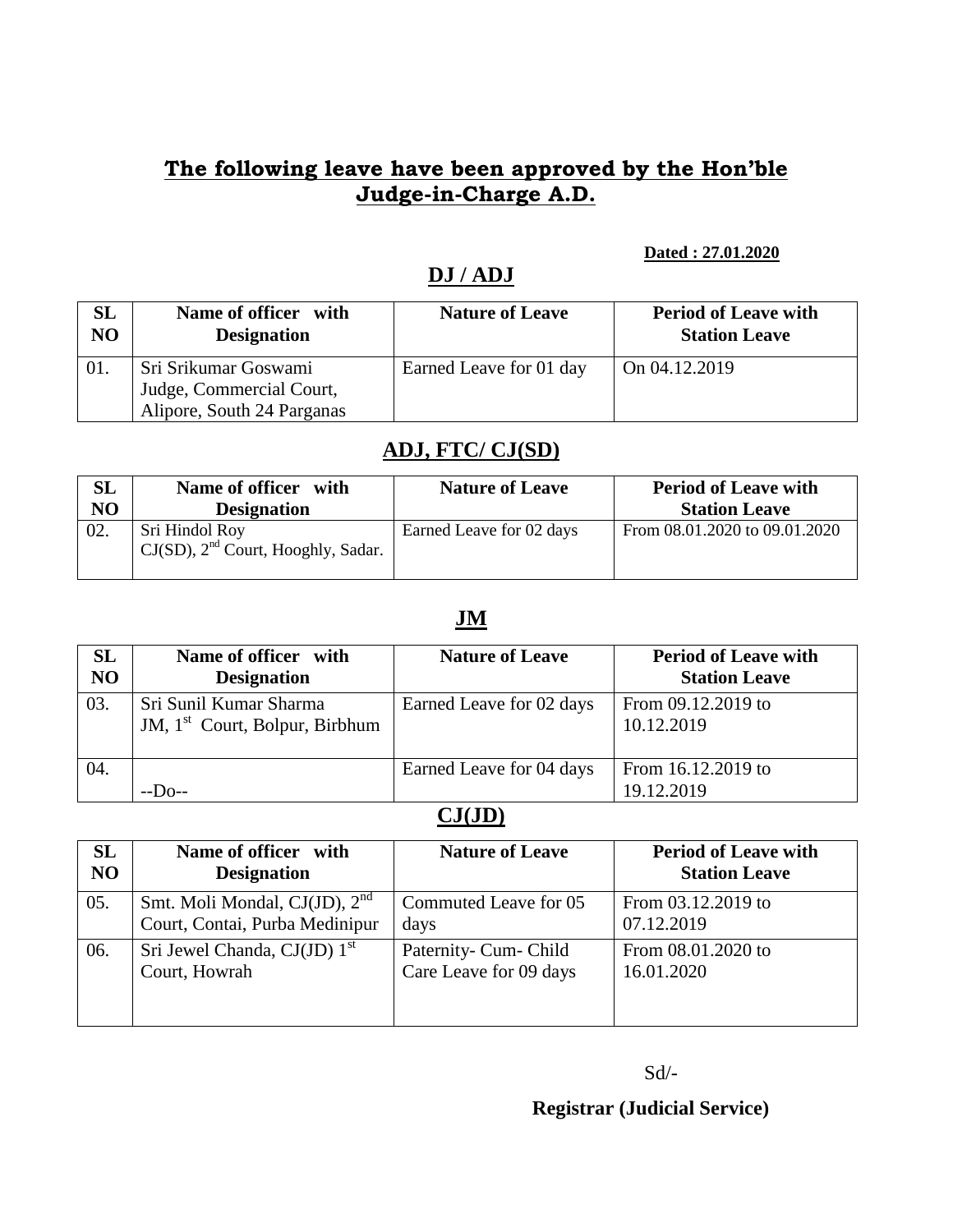# The following leave have been approved by the Hon'ble Judge-in-Charge A.D.

**Dated : 27.01.2020**

## DJ / ADJ

| SL NO | Name of officer with Designation | Nature of Leave | Period of Leave with Station Leave |
|---|---|---|---|
| 01. | Sri Srikumar Goswami Judge, Commercial Court, Alipore, South 24 Parganas | Earned Leave for 01 day | On 04.12.2019 |

## ADJ, FTC/ CJ(SD)

| SL NO | Name of officer with Designation | Nature of Leave | Period of Leave with Station Leave |
|---|---|---|---|
| 02. | Sri Hindol Roy CJ(SD), 2nd Court, Hooghly, Sadar. | Earned Leave for 02 days | From 08.01.2020 to 09.01.2020 |

## JM

| SL NO | Name of officer with Designation | Nature of Leave | Period of Leave with Station Leave |
|---|---|---|---|
| 03. | Sri Sunil Kumar Sharma JM, 1st Court, Bolpur, Birbhum | Earned Leave for 02 days | From 09.12.2019 to 10.12.2019 |
| 04. | --Do-- | Earned Leave for 04 days | From 16.12.2019 to 19.12.2019 |

## CJ(JD)

| SL NO | Name of officer with Designation | Nature of Leave | Period of Leave with Station Leave |
|---|---|---|---|
| 05. | Smt. Moli Mondal, CJ(JD), 2nd Court, Contai, Purba Medinipur | Commuted Leave for 05 days | From 03.12.2019 to 07.12.2019 |
| 06. | Sri Jewel Chanda, CJ(JD) 1st Court, Howrah | Paternity- Cum- Child Care Leave for 09 days | From 08.01.2020 to 16.01.2020 |

Sd/-

**Registrar (Judicial Service)**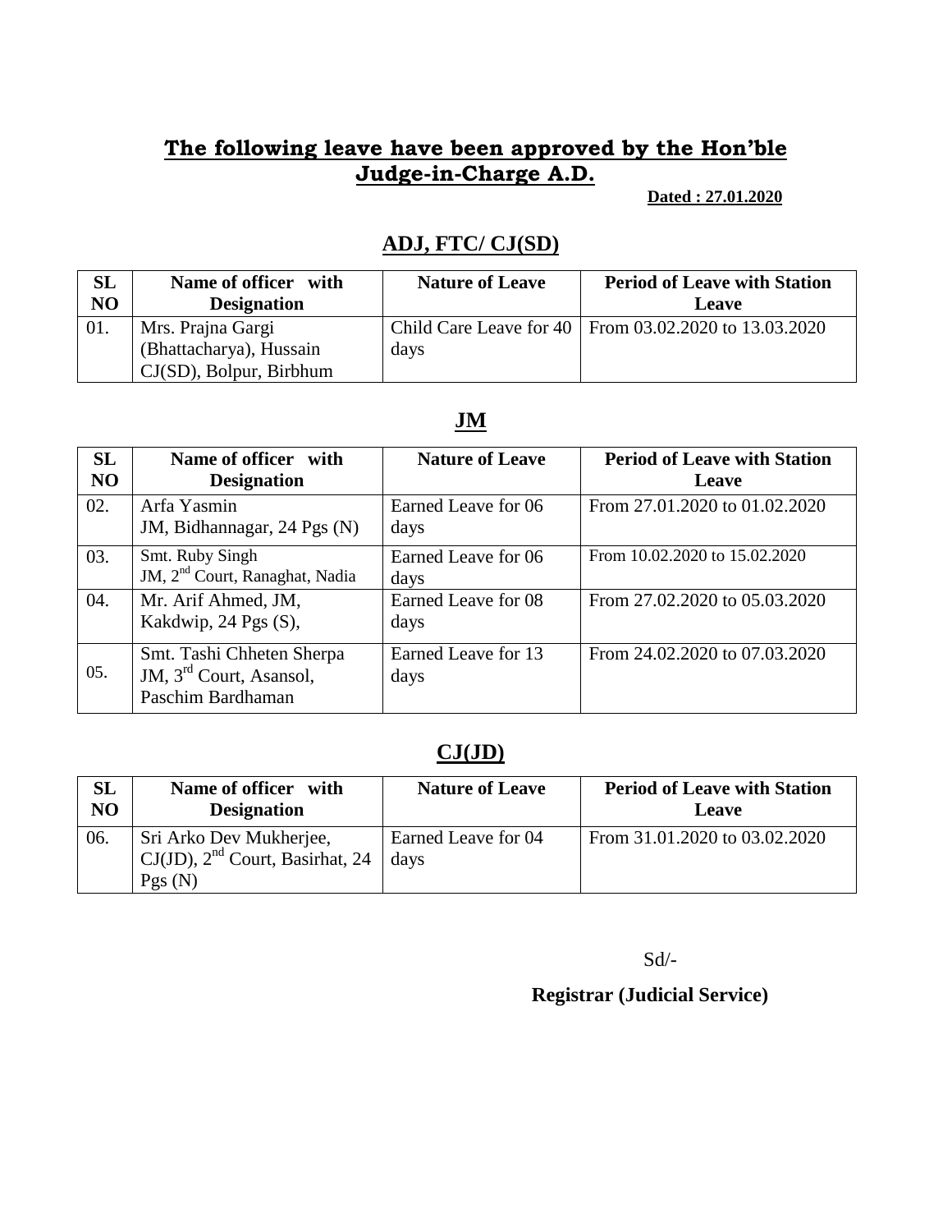## The following leave have been approved by the Hon'ble Judge-in-Charge A.D.

**Dated : 27.01.2020**

### ADJ, FTC/ CJ(SD)

| SL NO | Name of officer with Designation | Nature of Leave | Period of Leave with Station Leave |
|---|---|---|---|
| 01. | Mrs. Prajna Gargi (Bhattacharya), Hussain CJ(SD), Bolpur, Birbhum | Child Care Leave for 40 days | From 03.02.2020 to 13.03.2020 |

### JM

| SL NO | Name of officer with Designation | Nature of Leave | Period of Leave with Station Leave |
|---|---|---|---|
| 02. | Arfa Yasmin JM, Bidhannagar, 24 Pgs (N) | Earned Leave for 06 days | From 27.01.2020 to 01.02.2020 |
| 03. | Smt. Ruby Singh JM, 2nd Court, Ranaghat, Nadia | Earned Leave for 06 days | From 10.02.2020 to 15.02.2020 |
| 04. | Mr. Arif Ahmed, JM, Kakdwip, 24 Pgs (S), | Earned Leave for 08 days | From 27.02.2020 to 05.03.2020 |
| 05. | Smt. Tashi Chheten Sherpa JM, 3rd Court, Asansol, Paschim Bardhaman | Earned Leave for 13 days | From 24.02.2020 to 07.03.2020 |

### CJ(JD)

| SL NO | Name of officer with Designation | Nature of Leave | Period of Leave with Station Leave |
|---|---|---|---|
| 06. | Sri Arko Dev Mukherjee, CJ(JD), 2nd Court, Basirhat, 24 Pgs (N) | Earned Leave for 04 days | From 31.01.2020 to 03.02.2020 |

Sd/-

**Registrar (Judicial Service)**